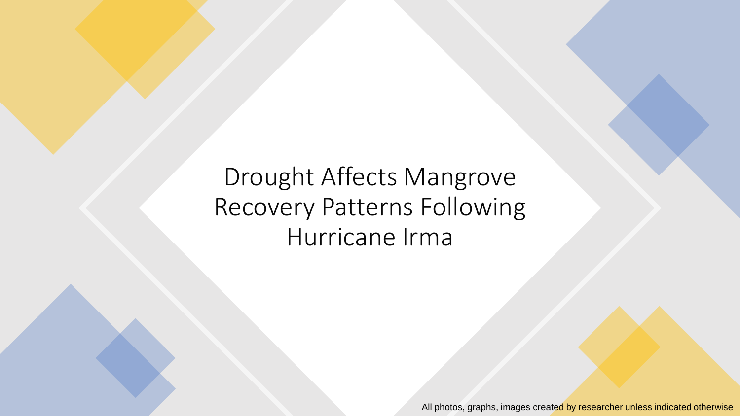# Drought Affects Mangrove Recovery Patterns Following Hurricane Irma

All photos, graphs, images created by researcher unless indicated otherwise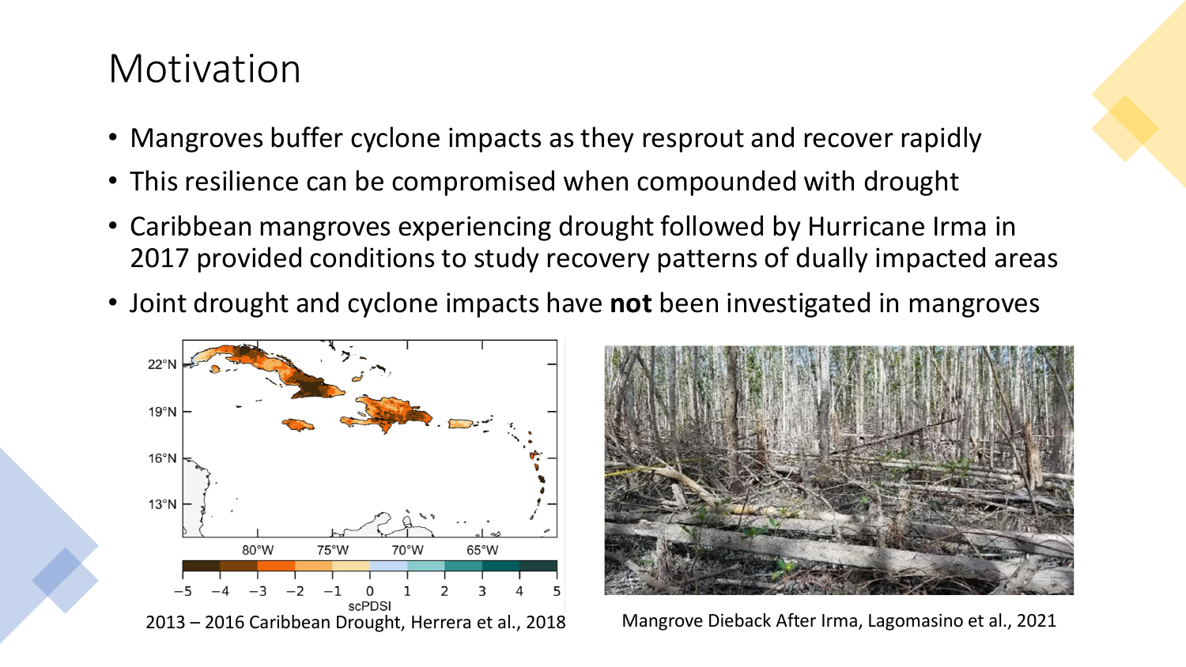# Motivation

- Mangroves buffer cyclone impacts as they resprout and recover rapidly
- This resilience can be compromised when compounded with drought
- Caribbean mangroves experiencing drought followed by Hurricane Irma in 2017 provided conditions to study recovery patterns of dually impacted areas
- Joint drought and cyclone impacts have **not** been investigated in mangroves

2013 – 2016 Caribbean Drought, Herrera et al., 2018

Mangrove Dieback After Irma, Lagomasino et al., 2021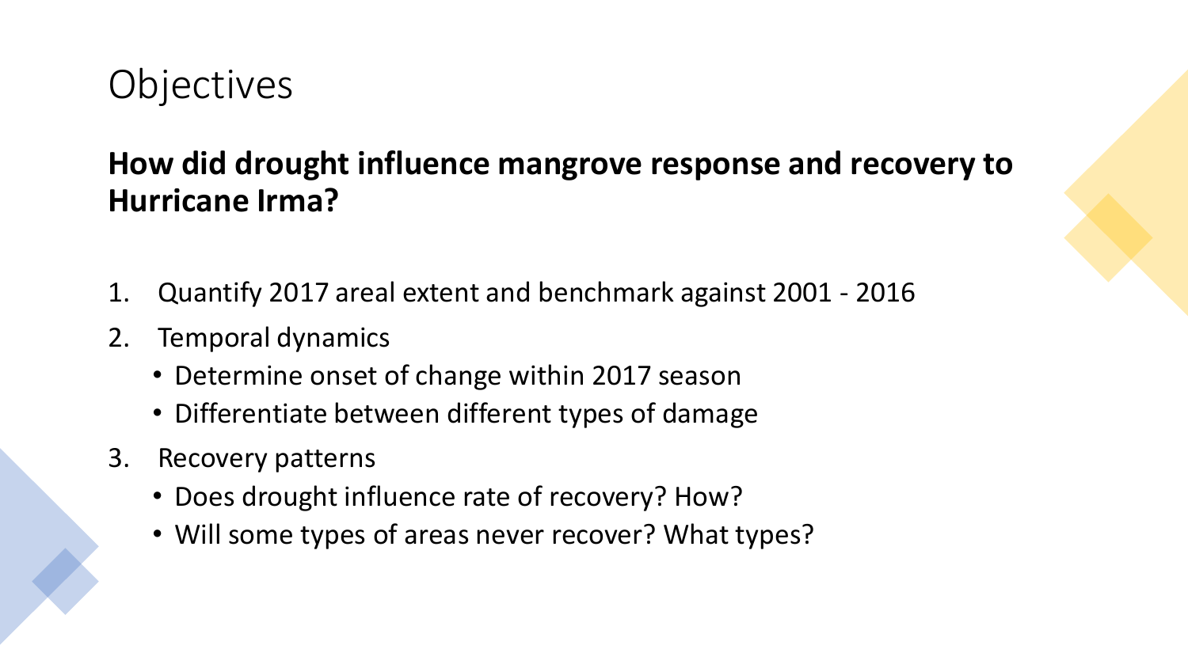# Objectives

**How did drought influence mangrove response and recovery to Hurricane Irma?**

1. Quantify 2017 areal extent and benchmark against 2001 - 2016
2. Temporal dynamics
   - Determine onset of change within 2017 season
   - Differentiate between different types of damage
3. Recovery patterns
   - Does drought influence rate of recovery? How?
   - Will some types of areas never recover? What types?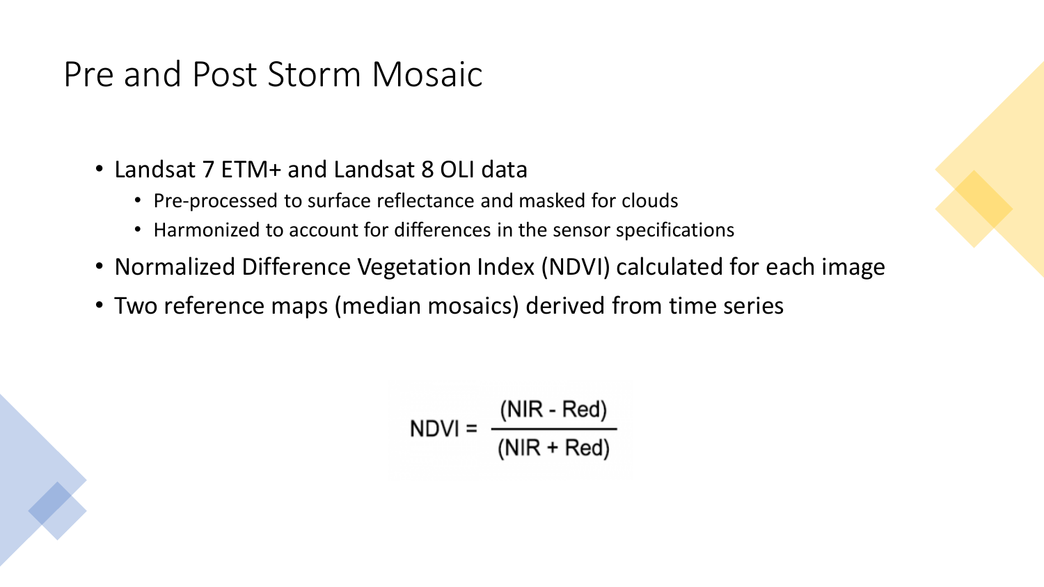# Pre and Post Storm Mosaic

- Landsat 7 ETM+ and Landsat 8 OLI data
  - Pre-processed to surface reflectance and masked for clouds
  - Harmonized to account for differences in the sensor specifications
- Normalized Difference Vegetation Index (NDVI) calculated for each image
- Two reference maps (median mosaics) derived from time series

$$NDVI = \frac{(NIR - Red)}{(NIR + Red)}$$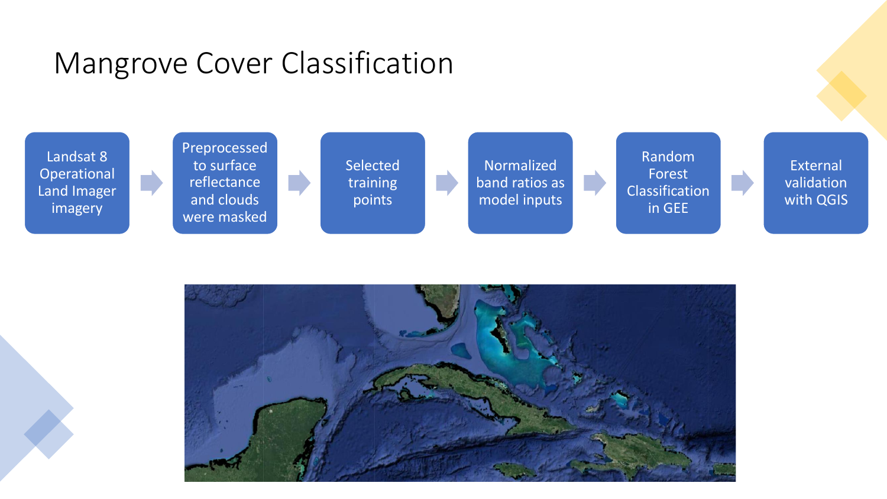# Mangrove Cover Classification

1. Landsat 8 Operational Land Imager imagery
2. Preprocessed to surface reflectance and clouds were masked
3. Selected training points
4. Normalized band ratios as model inputs
5. Random Forest Classification in GEE
6. External validation with QGIS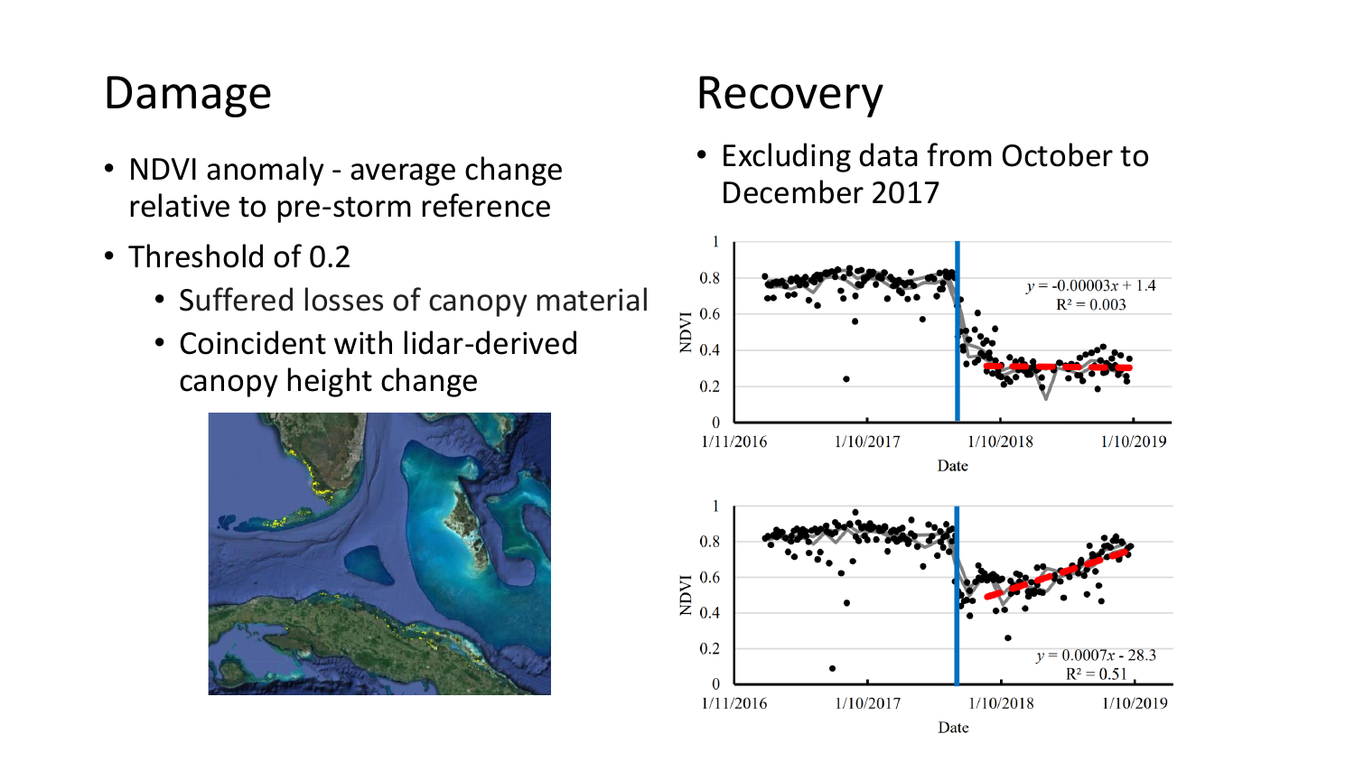## Damage

- NDVI anomaly - average change relative to pre-storm reference
- Threshold of 0.2
  - Suffered losses of canopy material
  - Coincident with lidar-derived canopy height change

## Recovery

- Excluding data from October to December 2017

$y = -0.00003x + 1.4$
$R^2 = 0.003$

$y = 0.0007x - 28.3$
$R^2 = 0.51$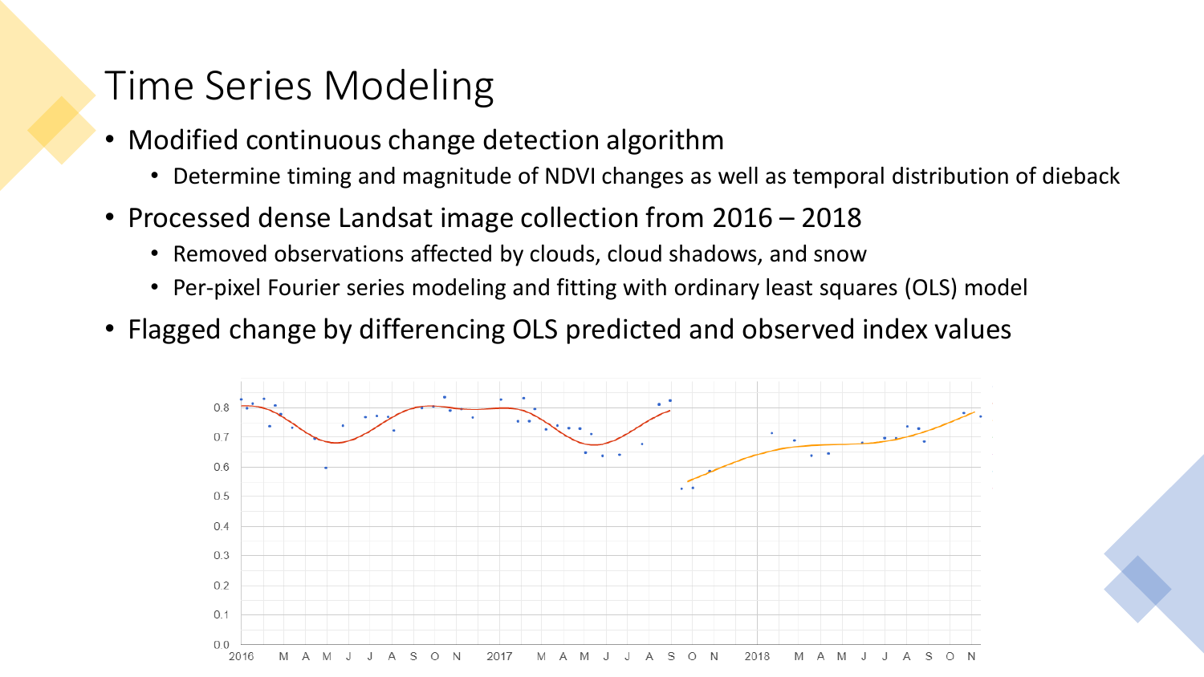# Time Series Modeling

- Modified continuous change detection algorithm
  - Determine timing and magnitude of NDVI changes as well as temporal distribution of dieback
- Processed dense Landsat image collection from 2016 – 2018
  - Removed observations affected by clouds, cloud shadows, and snow
  - Per-pixel Fourier series modeling and fitting with ordinary least squares (OLS) model
- Flagged change by differencing OLS predicted and observed index values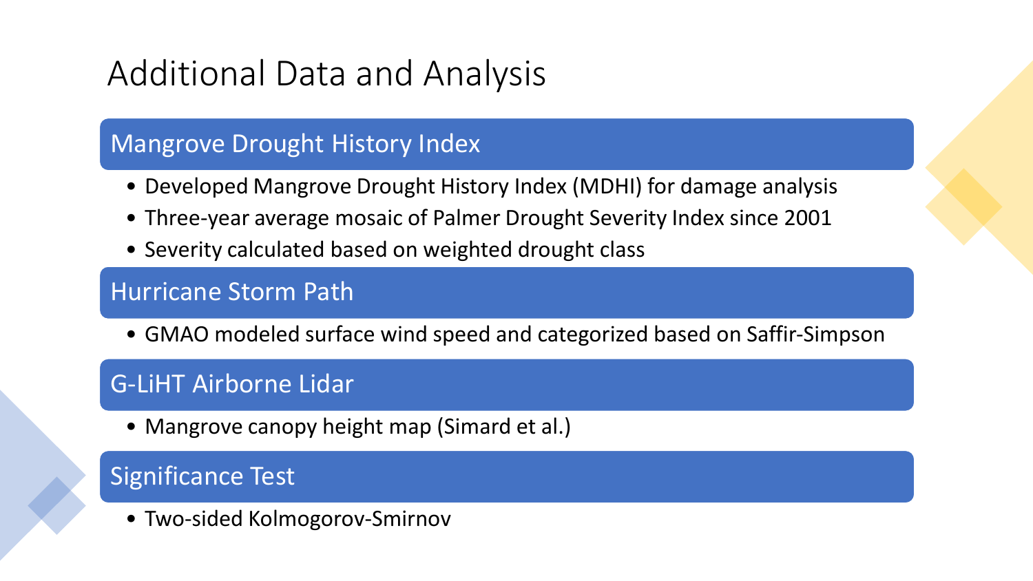# Additional Data and Analysis

## Mangrove Drought History Index

- Developed Mangrove Drought History Index (MDHI) for damage analysis
- Three-year average mosaic of Palmer Drought Severity Index since 2001
- Severity calculated based on weighted drought class

## Hurricane Storm Path

- GMAO modeled surface wind speed and categorized based on Saffir-Simpson

## G-LiHT Airborne Lidar

- Mangrove canopy height map (Simard et al.)

## Significance Test

- Two-sided Kolmogorov-Smirnov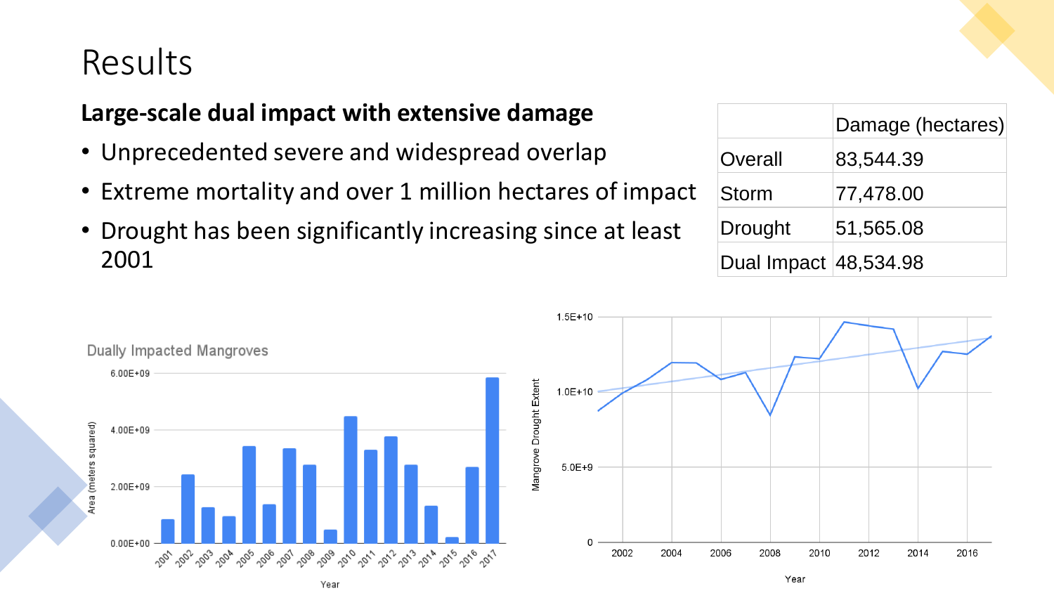# Results

**Large-scale dual impact with extensive damage**

- Unprecedented severe and widespread overlap
- Extreme mortality and over 1 million hectares of impact
- Drought has been significantly increasing since at least 2001

| | Damage (hectares) |
|---|---|
| Overall | 83,544.39 |
| Storm | 77,478.00 |
| Drought | 51,565.08 |
| Dual Impact | 48,534.98 |

Dually Impacted Mangroves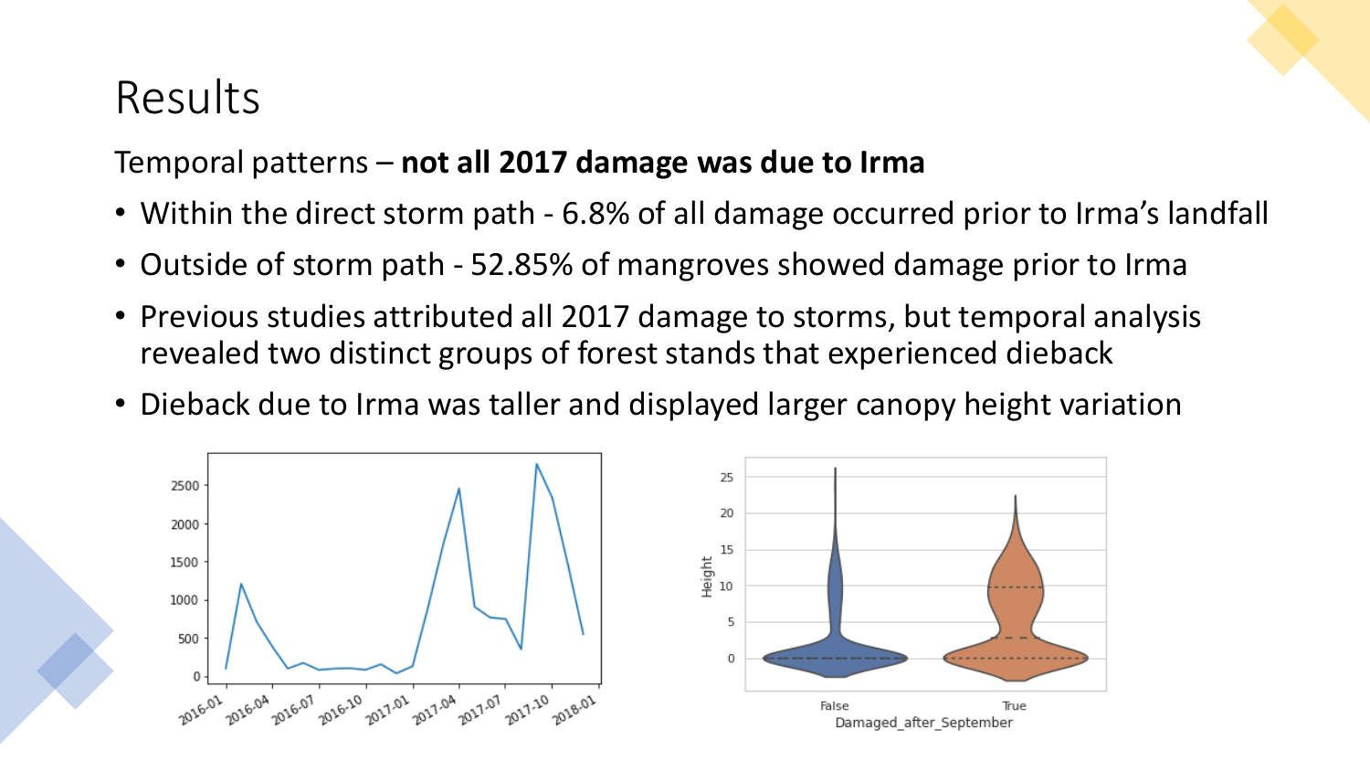# Results

Temporal patterns – **not all 2017 damage was due to Irma**

- Within the direct storm path - 6.8% of all damage occurred prior to Irma's landfall
- Outside of storm path - 52.85% of mangroves showed damage prior to Irma
- Previous studies attributed all 2017 damage to storms, but temporal analysis revealed two distinct groups of forest stands that experienced dieback
- Dieback due to Irma was taller and displayed larger canopy height variation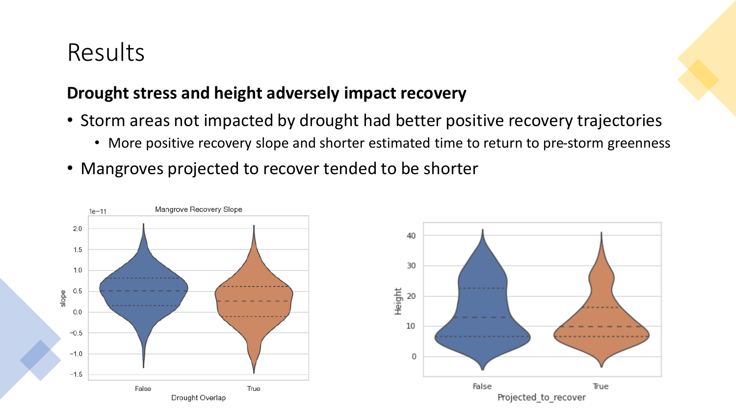# Results

**Drought stress and height adversely impact recovery**

- Storm areas not impacted by drought had better positive recovery trajectories
  - More positive recovery slope and shorter estimated time to return to pre-storm greenness
- Mangroves projected to recover tended to be shorter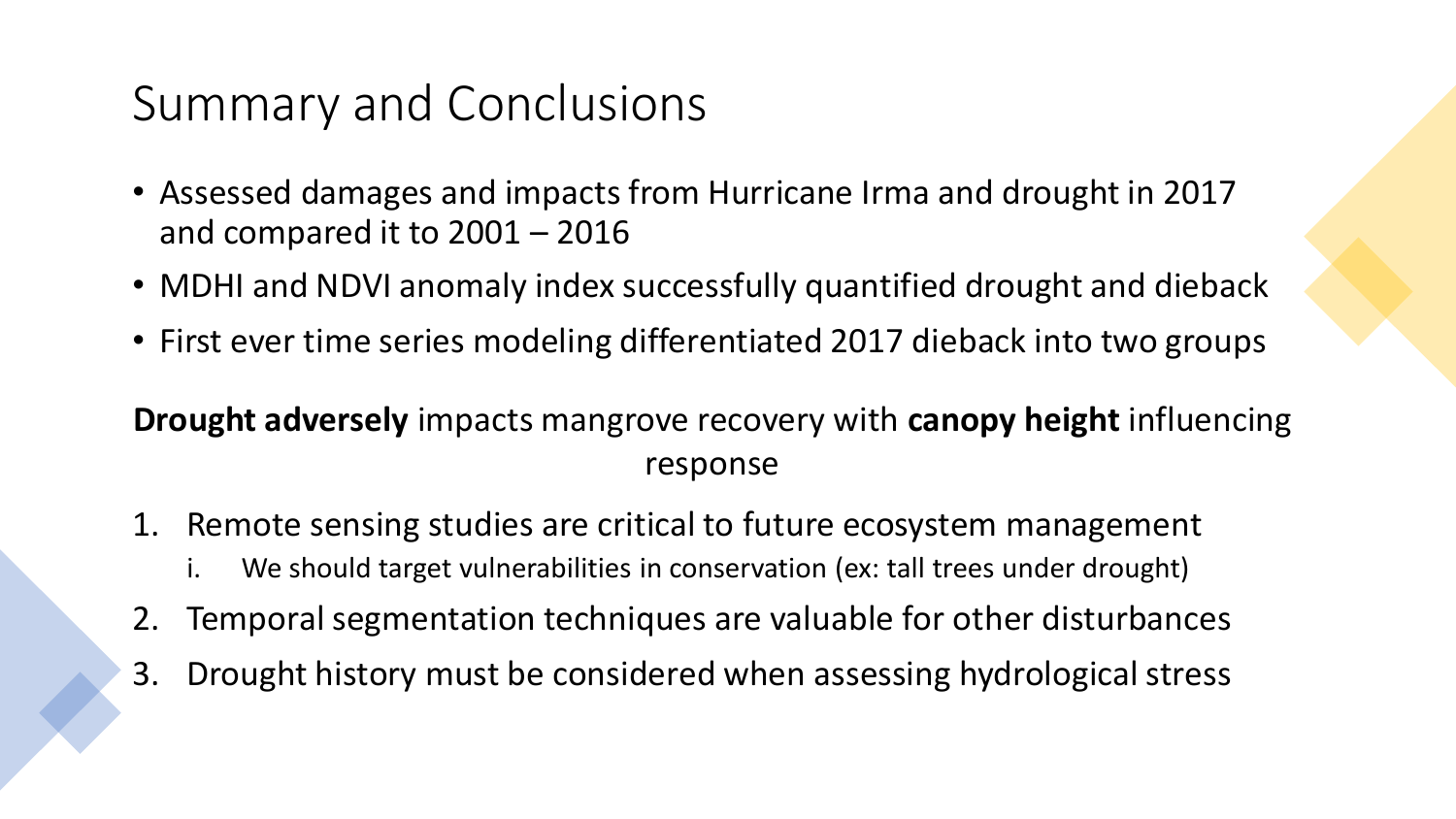# Summary and Conclusions

- Assessed damages and impacts from Hurricane Irma and drought in 2017 and compared it to 2001 – 2016
- MDHI and NDVI anomaly index successfully quantified drought and dieback
- First ever time series modeling differentiated 2017 dieback into two groups

**Drought adversely** impacts mangrove recovery with **canopy height** influencing response

1. Remote sensing studies are critical to future ecosystem management
   i. We should target vulnerabilities in conservation (ex: tall trees under drought)
2. Temporal segmentation techniques are valuable for other disturbances
3. Drought history must be considered when assessing hydrological stress